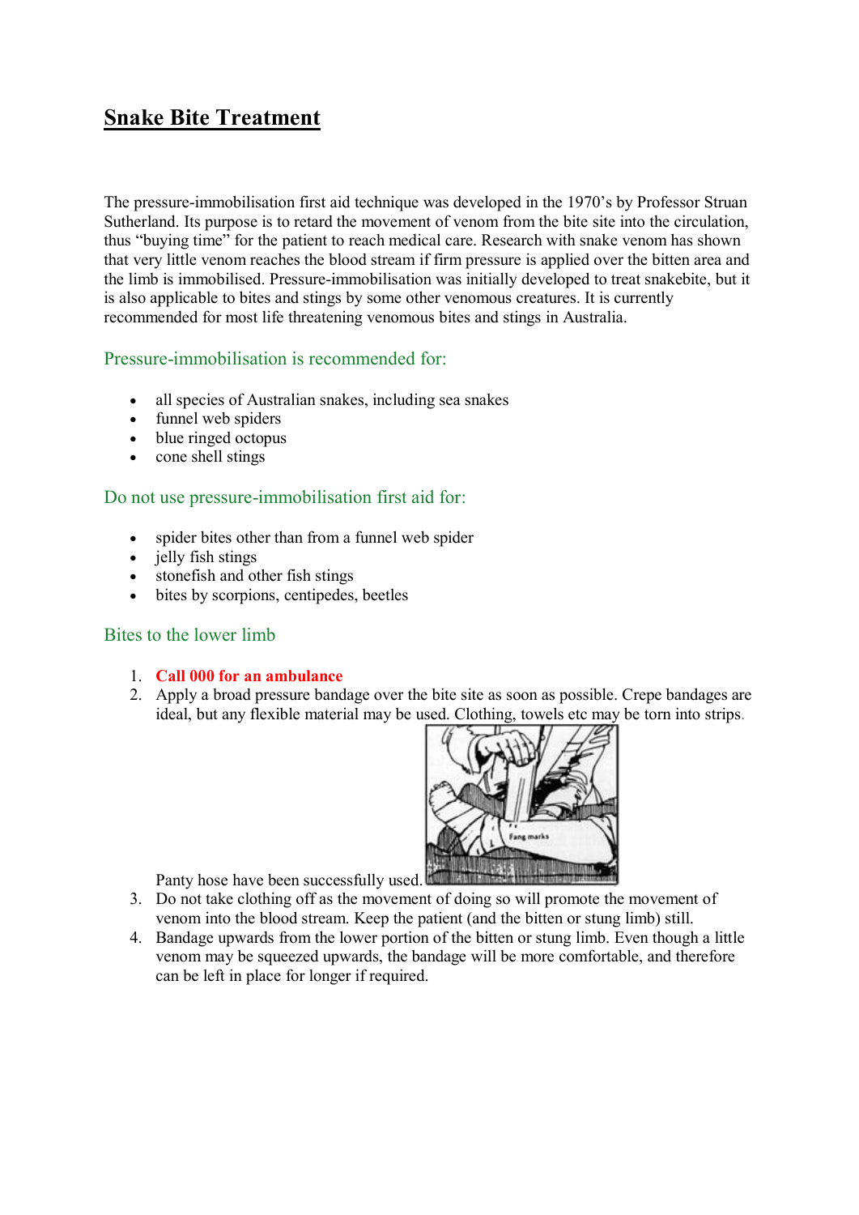# Snake Bite Treatment

The pressure-immobilisation first aid technique was developed in the 1970's by Professor Struan Sutherland. Its purpose is to retard the movement of venom from the bite site into the circulation, thus "buying time" for the patient to reach medical care. Research with snake venom has shown that very little venom reaches the blood stream if firm pressure is applied over the bitten area and the limb is immobilised. Pressure-immobilisation was initially developed to treat snakebite, but it is also applicable to bites and stings by some other venomous creatures. It is currently recommended for most life threatening venomous bites and stings in Australia.

## Pressure-immobilisation is recommended for:

- all species of Australian snakes, including sea snakes
- funnel web spiders
- blue ringed octopus
- cone shell stings

## Do not use pressure-immobilisation first aid for:

- spider bites other than from a funnel web spider
- jelly fish stings
- stonefish and other fish stings
- bites by scorpions, centipedes, beetles

## Bites to the lower limb

1. **Call 000 for an ambulance**
2. Apply a broad pressure bandage over the bite site as soon as possible. Crepe bandages are ideal, but any flexible material may be used. Clothing, towels etc may be torn into strips. Panty hose have been successfully used.
3. Do not take clothing off as the movement of doing so will promote the movement of venom into the blood stream. Keep the patient (and the bitten or stung limb) still.
4. Bandage upwards from the lower portion of the bitten or stung limb. Even though a little venom may be squeezed upwards, the bandage will be more comfortable, and therefore can be left in place for longer if required.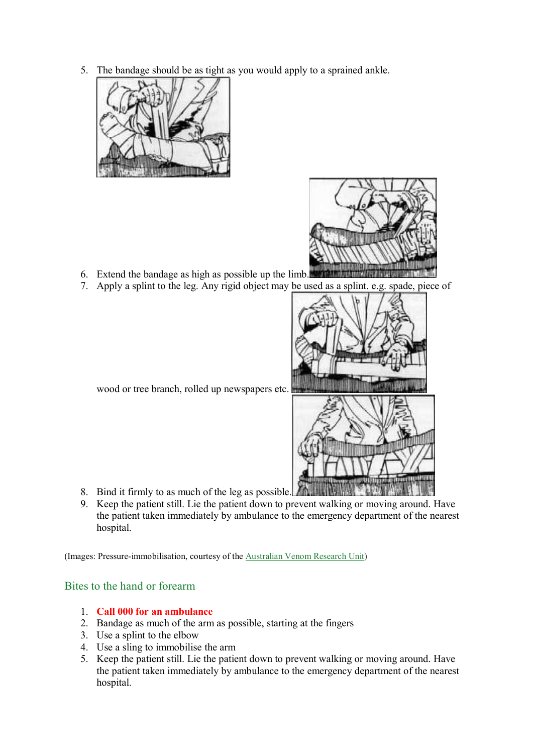5. The bandage should be as tight as you would apply to a sprained ankle.
6. Extend the bandage as high as possible up the limb.
7. Apply a splint to the leg. Any rigid object may be used as a splint. e.g. spade, piece of wood or tree branch, rolled up newspapers etc.
8. Bind it firmly to as much of the leg as possible.
9. Keep the patient still. Lie the patient down to prevent walking or moving around. Have the patient taken immediately by ambulance to the emergency department of the nearest hospital.

(Images: Pressure-immobilisation, courtesy of the Australian Venom Research Unit)

## Bites to the hand or forearm

1. **Call 000 for an ambulance**
2. Bandage as much of the arm as possible, starting at the fingers
3. Use a splint to the elbow
4. Use a sling to immobilise the arm
5. Keep the patient still. Lie the patient down to prevent walking or moving around. Have the patient taken immediately by ambulance to the emergency department of the nearest hospital.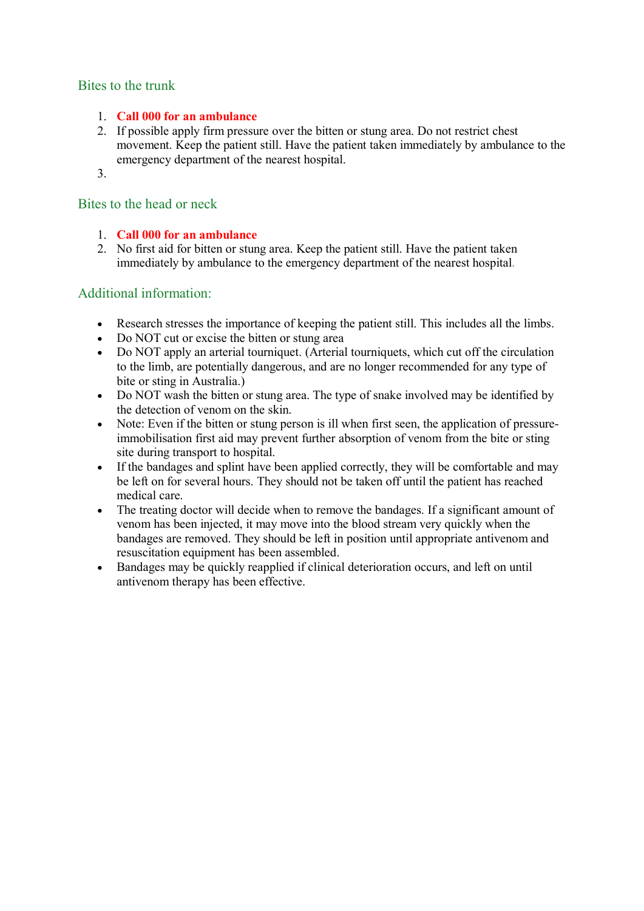## Bites to the trunk

1. **Call 000 for an ambulance**
2. If possible apply firm pressure over the bitten or stung area. Do not restrict chest movement. Keep the patient still. Have the patient taken immediately by ambulance to the emergency department of the nearest hospital.
3. 

## Bites to the head or neck

1. **Call 000 for an ambulance**
2. No first aid for bitten or stung area. Keep the patient still. Have the patient taken immediately by ambulance to the emergency department of the nearest hospital.

## Additional information:

- Research stresses the importance of keeping the patient still. This includes all the limbs.
- Do NOT cut or excise the bitten or stung area
- Do NOT apply an arterial tourniquet. (Arterial tourniquets, which cut off the circulation to the limb, are potentially dangerous, and are no longer recommended for any type of bite or sting in Australia.)
- Do NOT wash the bitten or stung area. The type of snake involved may be identified by the detection of venom on the skin.
- Note: Even if the bitten or stung person is ill when first seen, the application of pressure-immobilisation first aid may prevent further absorption of venom from the bite or sting site during transport to hospital.
- If the bandages and splint have been applied correctly, they will be comfortable and may be left on for several hours. They should not be taken off until the patient has reached medical care.
- The treating doctor will decide when to remove the bandages. If a significant amount of venom has been injected, it may move into the blood stream very quickly when the bandages are removed. They should be left in position until appropriate antivenom and resuscitation equipment has been assembled.
- Bandages may be quickly reapplied if clinical deterioration occurs, and left on until antivenom therapy has been effective.